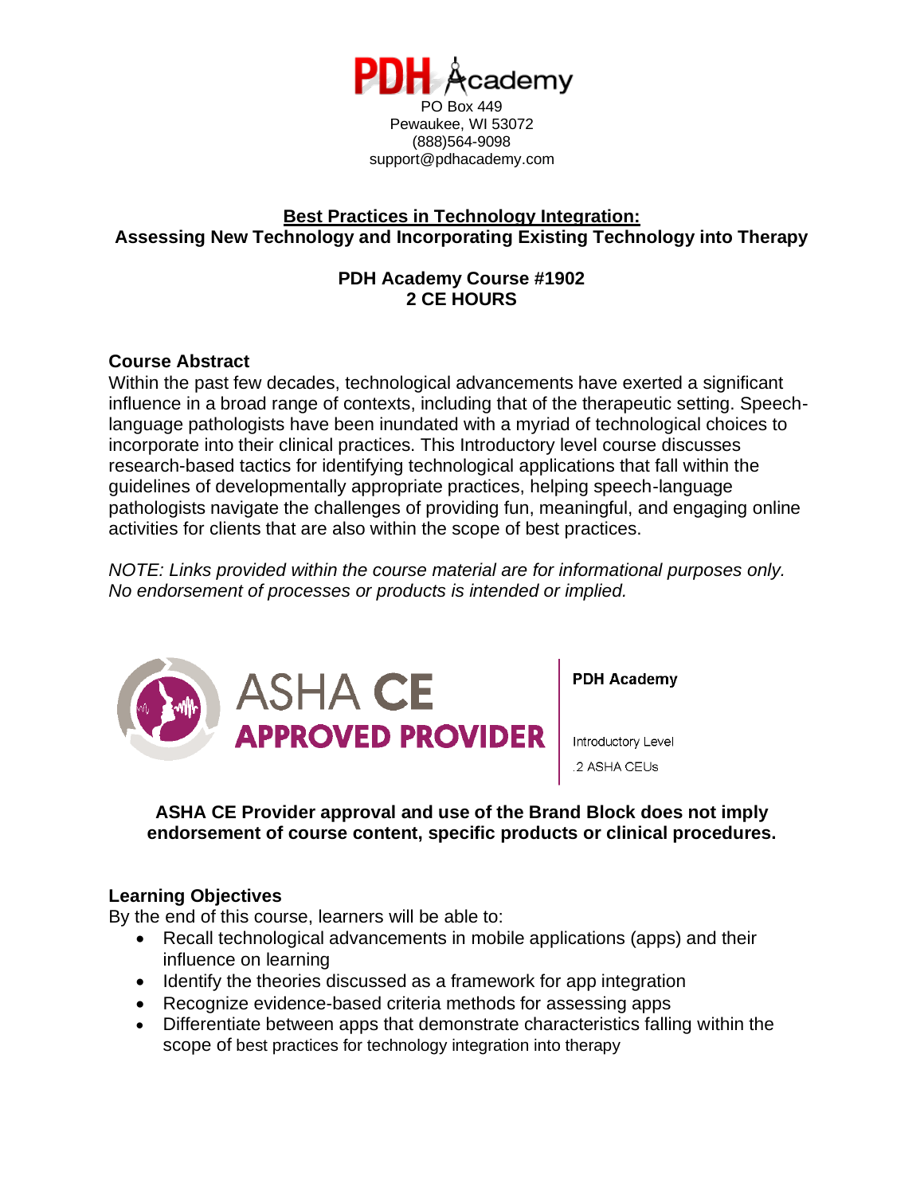PDH Academy
PO Box 449
Pewaukee, WI 53072
(888)564-9098
support@pdhacademy.com

# Best Practices in Technology Integration:
## Assessing New Technology and Incorporating Existing Technology into Therapy

**PDH Academy Course #1902**
**2 CE HOURS**

### Course Abstract

Within the past few decades, technological advancements have exerted a significant influence in a broad range of contexts, including that of the therapeutic setting. Speech-language pathologists have been inundated with a myriad of technological choices to incorporate into their clinical practices. This Introductory level course discusses research-based tactics for identifying technological applications that fall within the guidelines of developmentally appropriate practices, helping speech-language pathologists navigate the challenges of providing fun, meaningful, and engaging online activities for clients that are also within the scope of best practices.

*NOTE: Links provided within the course material are for informational purposes only. No endorsement of processes or products is intended or implied.*

ASHA CE APPROVED PROVIDER

PDH Academy

Introductory Level
.2 ASHA CEUs

**ASHA CE Provider approval and use of the Brand Block does not imply endorsement of course content, specific products or clinical procedures.**

### Learning Objectives

By the end of this course, learners will be able to:

- Recall technological advancements in mobile applications (apps) and their influence on learning
- Identify the theories discussed as a framework for app integration
- Recognize evidence-based criteria methods for assessing apps
- Differentiate between apps that demonstrate characteristics falling within the scope of best practices for technology integration into therapy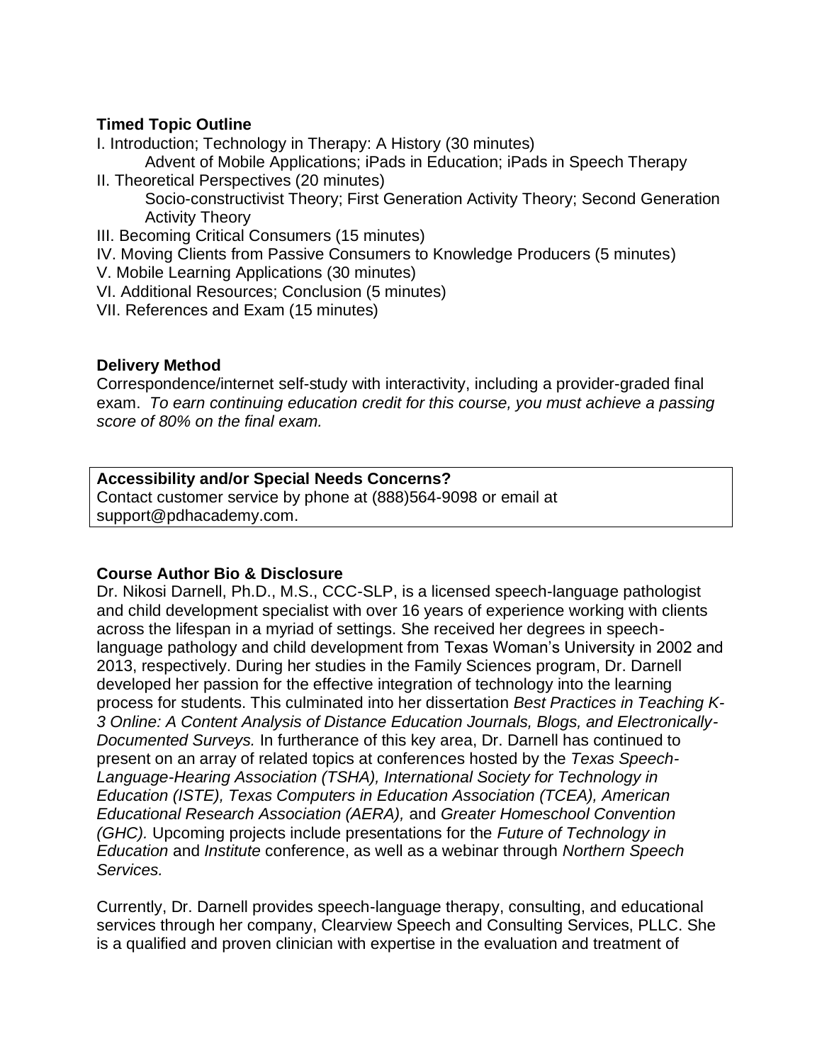**Timed Topic Outline**

I. Introduction; Technology in Therapy: A History (30 minutes)
  Advent of Mobile Applications; iPads in Education; iPads in Speech Therapy
II. Theoretical Perspectives (20 minutes)
  Socio-constructivist Theory; First Generation Activity Theory; Second Generation Activity Theory
III. Becoming Critical Consumers (15 minutes)
IV. Moving Clients from Passive Consumers to Knowledge Producers (5 minutes)
V. Mobile Learning Applications (30 minutes)
VI. Additional Resources; Conclusion (5 minutes)
VII. References and Exam (15 minutes)

**Delivery Method**

Correspondence/internet self-study with interactivity, including a provider-graded final exam. *To earn continuing education credit for this course, you must achieve a passing score of 80% on the final exam.*

**Accessibility and/or Special Needs Concerns?**
Contact customer service by phone at (888)564-9098 or email at support@pdhacademy.com.

**Course Author Bio & Disclosure**

Dr. Nikosi Darnell, Ph.D., M.S., CCC-SLP, is a licensed speech-language pathologist and child development specialist with over 16 years of experience working with clients across the lifespan in a myriad of settings. She received her degrees in speech-language pathology and child development from Texas Woman's University in 2002 and 2013, respectively. During her studies in the Family Sciences program, Dr. Darnell developed her passion for the effective integration of technology into the learning process for students. This culminated into her dissertation *Best Practices in Teaching K-3 Online: A Content Analysis of Distance Education Journals, Blogs, and Electronically-Documented Surveys.* In furtherance of this key area, Dr. Darnell has continued to present on an array of related topics at conferences hosted by the *Texas Speech-Language-Hearing Association (TSHA), International Society for Technology in Education (ISTE), Texas Computers in Education Association (TCEA), American Educational Research Association (AERA),* and *Greater Homeschool Convention (GHC).* Upcoming projects include presentations for the *Future of Technology in Education* and *Institute* conference, as well as a webinar through *Northern Speech Services.*

Currently, Dr. Darnell provides speech-language therapy, consulting, and educational services through her company, Clearview Speech and Consulting Services, PLLC. She is a qualified and proven clinician with expertise in the evaluation and treatment of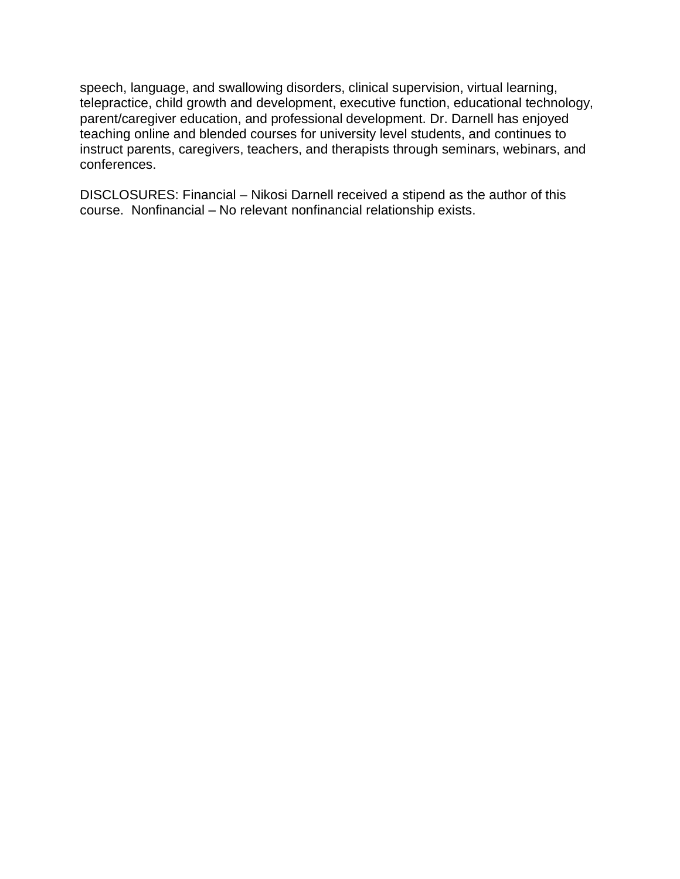speech, language, and swallowing disorders, clinical supervision, virtual learning, telepractice, child growth and development, executive function, educational technology, parent/caregiver education, and professional development. Dr. Darnell has enjoyed teaching online and blended courses for university level students, and continues to instruct parents, caregivers, teachers, and therapists through seminars, webinars, and conferences.

DISCLOSURES: Financial – Nikosi Darnell received a stipend as the author of this course. Nonfinancial – No relevant nonfinancial relationship exists.